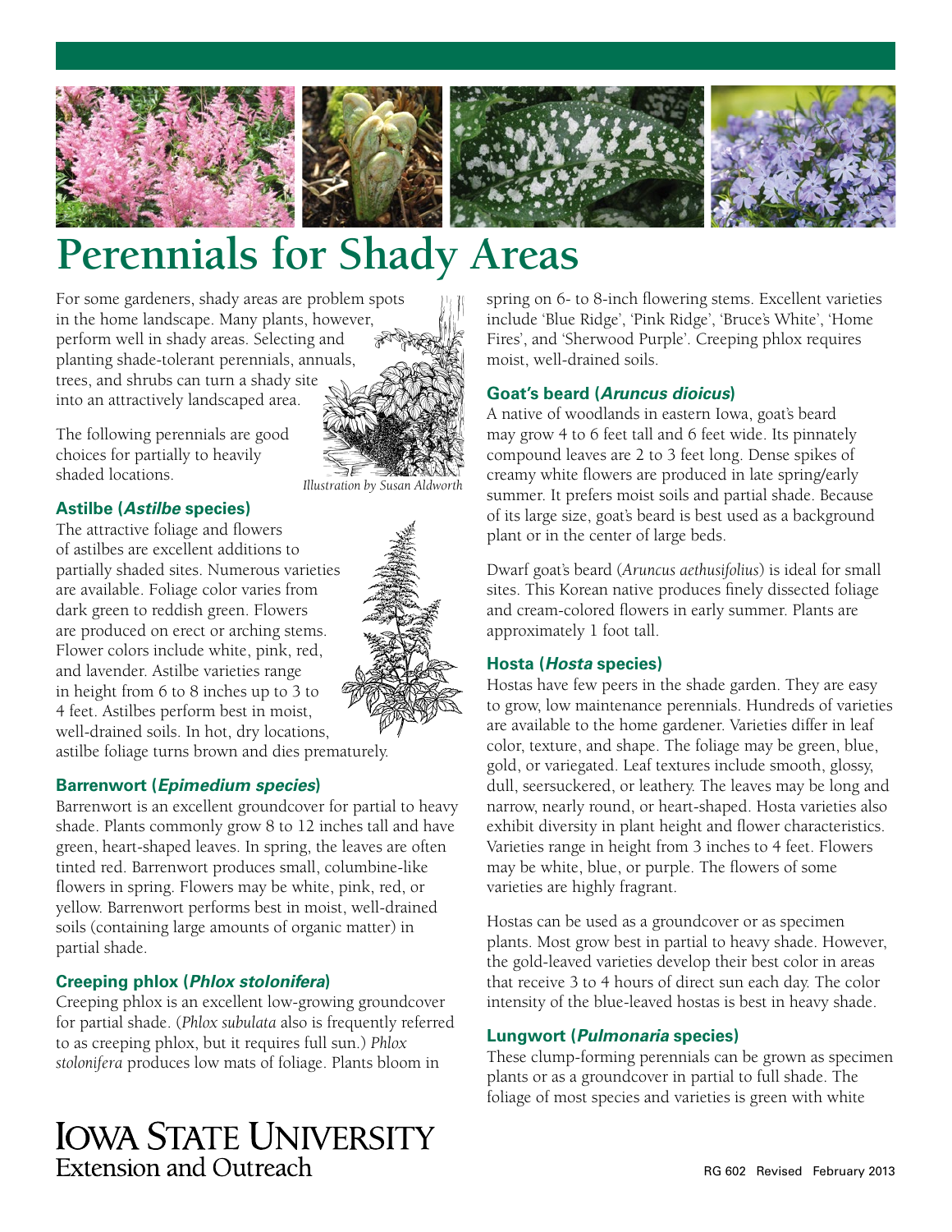# Perennials for Shady Areas

For some gardeners, shady areas are problem spots in the home landscape. Many plants, however, perform well in shady areas. Selecting and planting shade-tolerant perennials, annuals, trees, and shrubs can turn a shady site into an attractively landscaped area.

The following perennials are good choices for partially to heavily shaded locations.

*Illustration by Susan Aldworth*

### Astilbe (*Astilbe* species)

The attractive foliage and flowers of astilbes are excellent additions to partially shaded sites. Numerous varieties are available. Foliage color varies from dark green to reddish green. Flowers are produced on erect or arching stems. Flower colors include white, pink, red, and lavender. Astilbe varieties range in height from 6 to 8 inches up to 3 to 4 feet. Astilbes perform best in moist, well-drained soils. In hot, dry locations, astilbe foliage turns brown and dies prematurely.

### Barrenwort (*Epimedium species*)

Barrenwort is an excellent groundcover for partial to heavy shade. Plants commonly grow 8 to 12 inches tall and have green, heart-shaped leaves. In spring, the leaves are often tinted red. Barrenwort produces small, columbine-like flowers in spring. Flowers may be white, pink, red, or yellow. Barrenwort performs best in moist, well-drained soils (containing large amounts of organic matter) in partial shade.

### Creeping phlox (*Phlox stolonifera*)

Creeping phlox is an excellent low-growing groundcover for partial shade. (*Phlox subulata* also is frequently referred to as creeping phlox, but it requires full sun.) *Phlox stolonifera* produces low mats of foliage. Plants bloom in spring on 6- to 8-inch flowering stems. Excellent varieties include 'Blue Ridge', 'Pink Ridge', 'Bruce's White', 'Home Fires', and 'Sherwood Purple'. Creeping phlox requires moist, well-drained soils.

### Goat's beard (*Aruncus dioicus*)

A native of woodlands in eastern Iowa, goat's beard may grow 4 to 6 feet tall and 6 feet wide. Its pinnately compound leaves are 2 to 3 feet long. Dense spikes of creamy white flowers are produced in late spring/early summer. It prefers moist soils and partial shade. Because of its large size, goat's beard is best used as a background plant or in the center of large beds.

Dwarf goat's beard (*Aruncus aethusifolius*) is ideal for small sites. This Korean native produces finely dissected foliage and cream-colored flowers in early summer. Plants are approximately 1 foot tall.

### Hosta (*Hosta* species)

Hostas have few peers in the shade garden. They are easy to grow, low maintenance perennials. Hundreds of varieties are available to the home gardener. Varieties differ in leaf color, texture, and shape. The foliage may be green, blue, gold, or variegated. Leaf textures include smooth, glossy, dull, seersuckered, or leathery. The leaves may be long and narrow, nearly round, or heart-shaped. Hosta varieties also exhibit diversity in plant height and flower characteristics. Varieties range in height from 3 inches to 4 feet. Flowers may be white, blue, or purple. The flowers of some varieties are highly fragrant.

Hostas can be used as a groundcover or as specimen plants. Most grow best in partial to heavy shade. However, the gold-leaved varieties develop their best color in areas that receive 3 to 4 hours of direct sun each day. The color intensity of the blue-leaved hostas is best in heavy shade.

### Lungwort (*Pulmonaria* species)

These clump-forming perennials can be grown as specimen plants or as a groundcover in partial to full shade. The foliage of most species and varieties is green with white

IOWA STATE UNIVERSITY
Extension and Outreach

RG 602 Revised February 2013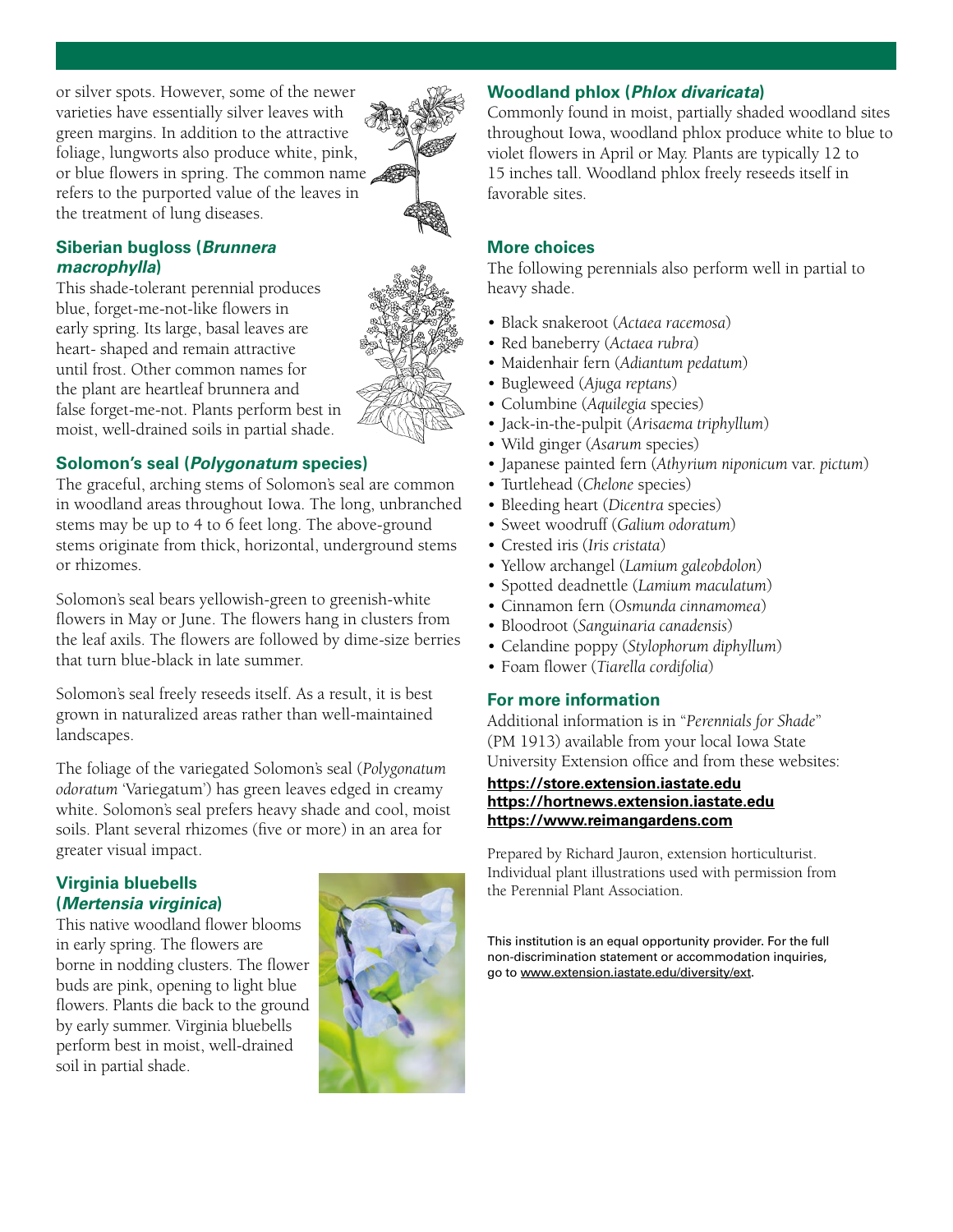or silver spots. However, some of the newer varieties have essentially silver leaves with green margins. In addition to the attractive foliage, lungworts also produce white, pink, or blue flowers in spring. The common name refers to the purported value of the leaves in the treatment of lung diseases.

### Siberian bugloss (*Brunnera macrophylla*)

This shade-tolerant perennial produces blue, forget-me-not-like flowers in early spring. Its large, basal leaves are heart- shaped and remain attractive until frost. Other common names for the plant are heartleaf brunnera and false forget-me-not. Plants perform best in moist, well-drained soils in partial shade.

### Solomon's seal (*Polygonatum* species)

The graceful, arching stems of Solomon's seal are common in woodland areas throughout Iowa. The long, unbranched stems may be up to 4 to 6 feet long. The above-ground stems originate from thick, horizontal, underground stems or rhizomes.

Solomon's seal bears yellowish-green to greenish-white flowers in May or June. The flowers hang in clusters from the leaf axils. The flowers are followed by dime-size berries that turn blue-black in late summer.

Solomon's seal freely reseeds itself. As a result, it is best grown in naturalized areas rather than well-maintained landscapes.

The foliage of the variegated Solomon's seal (*Polygonatum odoratum* 'Variegatum') has green leaves edged in creamy white. Solomon's seal prefers heavy shade and cool, moist soils. Plant several rhizomes (five or more) in an area for greater visual impact.

### Virginia bluebells (*Mertensia virginica*)

This native woodland flower blooms in early spring. The flowers are borne in nodding clusters. The flower buds are pink, opening to light blue flowers. Plants die back to the ground by early summer. Virginia bluebells perform best in moist, well-drained soil in partial shade.

### Woodland phlox (*Phlox divaricata*)

Commonly found in moist, partially shaded woodland sites throughout Iowa, woodland phlox produce white to blue to violet flowers in April or May. Plants are typically 12 to 15 inches tall. Woodland phlox freely reseeds itself in favorable sites.

### More choices

The following perennials also perform well in partial to heavy shade.

- Black snakeroot (*Actaea racemosa*)
- Red baneberry (*Actaea rubra*)
- Maidenhair fern (*Adiantum pedatum*)
- Bugleweed (*Ajuga reptans*)
- Columbine (*Aquilegia* species)
- Jack-in-the-pulpit (*Arisaema triphyllum*)
- Wild ginger (*Asarum* species)
- Japanese painted fern (*Athyrium niponicum* var. *pictum*)
- Turtlehead (*Chelone* species)
- Bleeding heart (*Dicentra* species)
- Sweet woodruff (*Galium odoratum*)
- Crested iris (*Iris cristata*)
- Yellow archangel (*Lamium galeobdolon*)
- Spotted deadnettle (*Lamium maculatum*)
- Cinnamon fern (*Osmunda cinnamomea*)
- Bloodroot (*Sanguinaria canadensis*)
- Celandine poppy (*Stylophorum diphyllum*)
- Foam flower (*Tiarella cordifolia*)

### For more information

Additional information is in "*Perennials for Shade*" (PM 1913) available from your local Iowa State University Extension office and from these websites:

**https://store.extension.iastate.edu**
**https://hortnews.extension.iastate.edu**
**https://www.reimangardens.com**

Prepared by Richard Jauron, extension horticulturist. Individual plant illustrations used with permission from the Perennial Plant Association.

This institution is an equal opportunity provider. For the full non-discrimination statement or accommodation inquiries, go to www.extension.iastate.edu/diversity/ext.